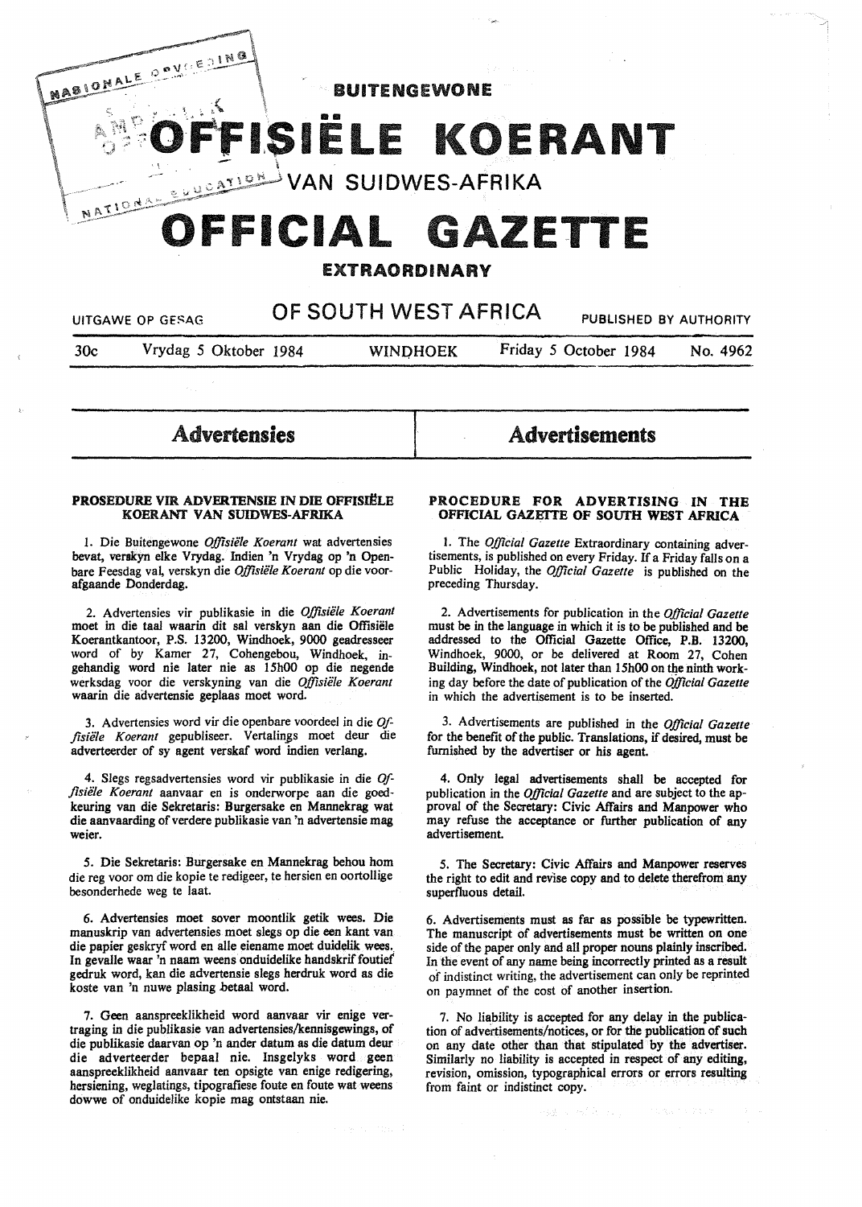# BUITENGEWONE

# OFFISIËLE KOERANT

## VAN SUIDWES-AFRIKA

# OFFICIAL GAZETTE

## EXTRAORDINARY

UITGAWE OP GESAG — **OF SOUTH WEST AFRICA** — PUBLISHED BY AUTHORITY

30c | Vrydag 5 Oktober 1984 | WINDHOEK | Friday 5 October 1984 | No. 4962

## Advertensies

### PROSEDURE VIR ADVERTENSIE IN DIE OFFISIËLE KOERANT VAN SUIDWES-AFRIKA

1. Die Buitengewone *Offisiële Koerant* wat advertensies bevat, verskyn elke Vrydag. Indien 'n Vrydag op 'n Openbare Feesdag val, verskyn die *Offisiële Koerant* op die voorafgaande Donderdag.

2. Advertensies vir publikasie in die *Offisiële Koerant* moet in die taal waarin dit sal verskyn aan die Offisiële Koerantkantoor, P.S. 13200, Windhoek, 9000 geadresseer word of by Kamer 27, Cohengebou, Windhoek, ingehandig word nie later nie as 15h00 op die negende werksdag voor die verskyning van die *Offisiële Koerant* waarin die advertensie geplaas moet word.

3. Advertensies word vir die openbare voordeel in die *Offisiële Koerant* gepubliseer. Vertalings moet deur die adverteerder of sy agent verskaf word indien verlang.

4. Slegs regsadvertensies word vir publikasie in die *Offisiële Koerant* aanvaar en is onderworpe aan die goedkeuring van die Sekretaris: Burgersake en Mannekrag wat die aanvaarding of verdere publikasie van 'n advertensie mag weier.

5. Die Sekretaris: Burgersake en Mannekrag behou hom die reg voor om die kopie te redigeer, te hersien en oortollige besonderhede weg te laat.

6. Advertensies moet sover moontlik getik wees. Die manuskrip van advertensies moet slegs op die een kant van die papier geskryf word en alle eiename moet duidelik wees. In gevalle waar 'n naam weens onduidelike handskrif foutief gedruk word, kan die advertensie slegs herdruk word as die koste van 'n nuwe plasing betaal word.

7. Geen aanspreeklikheid word aanvaar vir enige vertraging in die publikasie van advertensies/kennisgewings, of die publikasie daarvan op 'n ander datum as die datum deur die adverteerder bepaal nie. Insgelyks word geen aanspreeklikheid aanvaar ten opsigte van enige redigering, hersiening, weglatings, tipografiese foute en foute wat weens dowwe of onduidelike kopie mag ontstaan nie.

## Advertisements

### PROCEDURE FOR ADVERTISING IN THE OFFICIAL GAZETTE OF SOUTH WEST AFRICA

1. The *Official Gazette* Extraordinary containing advertisements, is published on every Friday. If a Friday falls on a Public Holiday, the *Official Gazette* is published on the preceding Thursday.

2. Advertisements for publication in the *Official Gazette* must be in the language in which it is to be published and be addressed to the Official Gazette Office, P.B. 13200, Windhoek, 9000, or be delivered at Room 27, Cohen Building, Windhoek, not later than 15h00 on the ninth working day before the date of publication of the *Official Gazette* in which the advertisement is to be inserted.

3. Advertisements are published in the *Official Gazette* for the benefit of the public. Translations, if desired, must be furnished by the advertiser or his agent.

4. Only legal advertisements shall be accepted for publication in the *Official Gazette* and are subject to the approval of the Secretary: Civic Affairs and Manpower who may refuse the acceptance or further publication of any advertisement.

5. The Secretary: Civic Affairs and Manpower reserves the right to edit and revise copy and to delete therefrom any superfluous detail.

6. Advertisements must as far as possible be typewritten. The manuscript of advertisements must be written on one side of the paper only and all proper nouns plainly inscribed. In the event of any name being incorrectly printed as a result of indistinct writing, the advertisement can only be reprinted on paymnet of the cost of another insertion.

7. No liability is accepted for any delay in the publication of advertisements/notices, or for the publication of such on any date other than that stipulated by the advertiser. Similarly no liability is accepted in respect of any editing, revision, omission, typographical errors or errors resulting from faint or indistinct copy.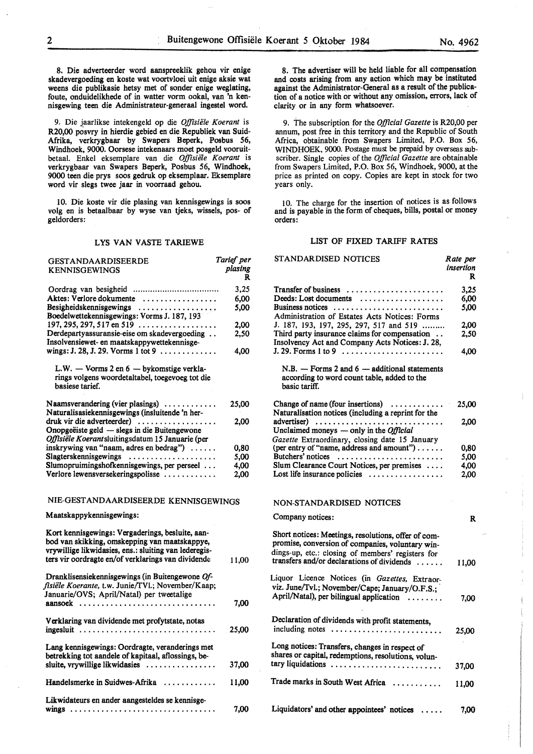8. Die adverteerder word aanspreeklik gehou vir enige skadevergoeding en koste wat voortvloei uit enige aksie wat weens die publikasie hetsy met of sonder enige weglating, foute, onduidelikhede of in watter vorm ookal, van 'n kennisgewing teen die Administrateur-generaal ingestel word.

9. Die jaarlikse intekengeld op die *Offisiële Koerant* is R20,00 posvry in hierdie gebied en die Republiek van Suid-Afrika, verkrygbaar by Swapers Beperk, Posbus 56, Windhoek, 9000. Oorsese intekenaars moet posgeld vooruitbetaal. Enkel eksemplare van die *Offisiële Koerant* is verkrygbaar van Swapers Beperk, Posbus 56, Windhoek, 9000 teen die prys soos gedruk op eksemplaar. Eksemplare word vir slegs twee jaar in voorraad gehou.

10. Die koste vir die plasing van kennisgewings is soos volg en is betaalbaar by wyse van tjeks, wissels, pos- of geldorders:

### LYS VAN VASTE TARIEWE

| GESTANDAARDISEERDE KENNISGEWINGS | *Tarief per plasing* R |
|---|---|
| Oordrag van besigheid | 3,25 |
| Aktes: Verlore dokumente | 6,00 |
| Besigheidskennisgewings | 5,00 |
| Boedelwettekennisgewings: Vorms J. 187, 193 197, 295, 297, 517 en 519 | 2,00 |
| Derdepartyassuransie-eise om skadevergoeding | 2,50 |
| Insolvensiewet- en maatskappywettekennisgewings: J. 28, J. 29. Vorms 1 tot 9 | 4,00 |
| L.W. — Vorms 2 en 6 — bykomstige verklarings volgens woordetaltabel, toegevoeg tot die basiese tarief. | |
| Naamsverandering (vier plasings) | 25,00 |
| Naturalisasiekennisgewings (insluitende 'n herdruk vir die adverteerder) | 2,00 |
| Onopgeëiste geld — slegs in die Buitengewone *Offisiële Koerant* sluitingsdatum 15 Januarie (per inskrywing van "naam, adres en bedrag") | 0,80 |
| Slagterskennisgewings | 5,00 |
| Slumopruimingshofkennisgewings, per perseel | 4,00 |
| Verlore lewensversekeringspolisse | 2,00 |

### NIE-GESTANDAARDISEERDE KENNISGEWINGS

| Maatskappykennisgewings: | |
|---|---|
| Kort kennisgewings: Vergaderings, besluite, aanbod van skikking, omskepping van maatskappye, vrywillige likwidasies, ens.: sluiting van lederegisters vir oordragte en/of verklarings van dividende | 11,00 |
| Dranklisensiekennisgewings (in Buitengewone *Offisiële Koerante*, t.w. Junie/TVl.; November/Kaap; Januarie/OVS; April/Natal) per tweetalige aansoek | 7,00 |
| Verklaring van dividende met profytstate, notas ingesluit | 25,00 |
| Lang kennisgewings: Oordragte, veranderings met betrekking tot aandele of kapitaal, aflossings, besluite, vrywillige likwidasies | 37,00 |
| Handelsmerke in Suidwes-Afrika | 11,00 |
| Likwidateurs en ander aangesteldes se kennisgewings | 7,00 |

8. The advertiser will be held liable for all compensation and costs arising from any action which may be instituted against the Administrator-General as a result of the publication of a notice with or without any omission, errors, lack of clarity or in any form whatsoever.

9. The subscription for the *Official Gazette* is R20,00 per annum, post free in this territory and the Republic of South Africa, obtainable from Swapers Limited, P.O. Box 56, WINDHOEK, 9000. Postage must be prepaid by overseas subscriber. Single copies of the *Official Gazette* are obtainable from Swapers Limited, P.O. Box 56, Windhoek, 9000, at the price as printed on copy. Copies are kept in stock for two years only.

10. The charge for the insertion of notices is as follows and is payable in the form of cheques, bills, postal or money orders:

### LIST OF FIXED TARIFF RATES

| STANDARDISED NOTICES | *Rate per insertion* R |
|---|---|
| Transfer of business | 3,25 |
| Deeds: Lost documents | 6,00 |
| Business notices | 5,00 |
| Administration of Estates Acts Notices: Forms J. 187, 193, 197, 295, 297, 517 and 519 | 2,00 |
| Third party insurance claims for compensation | 2,50 |
| Insolvency Act and Company Acts Notices: J. 28, J. 29. Forms 1 to 9 | 4,00 |
| N.B. — Forms 2 and 6 — additional statements according to word count table, added to the basic tariff. | |
| Change of name (four insertions) | 25,00 |
| Naturalisation notices (including a reprint for the advertiser) | 2,00 |
| Unclaimed moneys — only in the *Official Gazette* Extraordinary, closing date 15 January (per entry of "name, address and amount") | 0,80 |
| Butchers' notices | 5,00 |
| Slum Clearance Court Notices, per premises | 4,00 |
| Lost life insurance policies | 2,00 |

### NON-STANDARDISED NOTICES

| Company notices: | R |
|---|---|
| Short notices: Meetings, resolutions, offer of compromise, conversion of companies, voluntary windings-up, etc.: closing of members' registers for transfers and/or declarations of dividends | 11,00 |
| Liquor Licence Notices (in *Gazettes*, Extraorviz. June/Tvl.; November/Cape; January/O.F.S.; April/Natal), per bilingual application | 7,00 |
| Declaration of dividends with profit statements, including notes | 25,00 |
| Long notices: Transfers, changes in respect of shares or capital, redemptions, resolutions, voluntary liquidations | 37,00 |
| Trade marks in South West Africa | 11,00 |
| Liquidators' and other appointees' notices | 7,00 |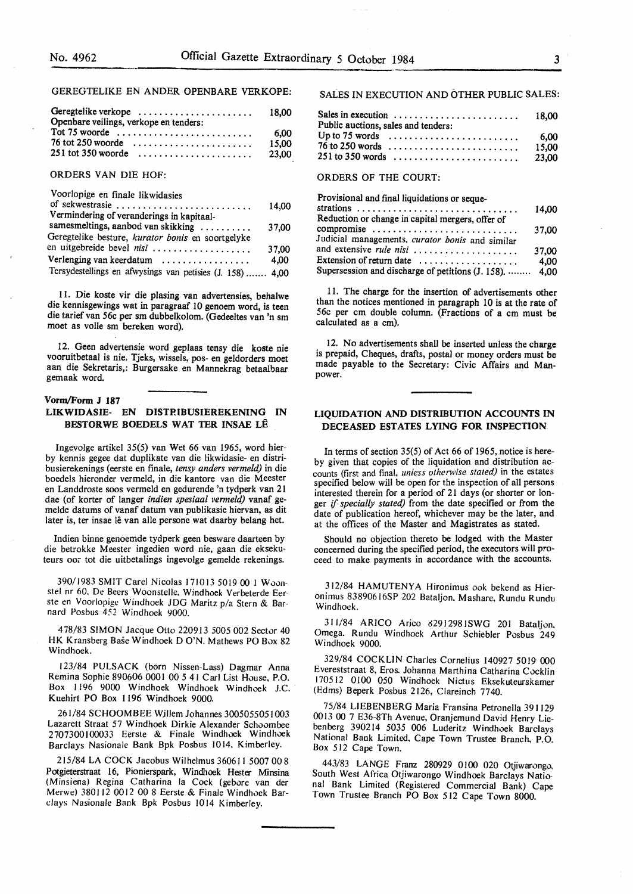GEREGTELIKE EN ANDER OPENBARE VERKOPE:

| | |
|---|---|
| Geregtelike verkope | 18,00 |
| Openbare veilings, verkope en tenders: | |
| Tot 75 woorde | 6,00 |
| 76 tot 250 woorde | 15,00 |
| 251 tot 350 woorde | 23,00 |

ORDERS VAN DIE HOF:

| | |
|---|---|
| Voorlopige en finale likwidasies of sekwestrasie | 14,00 |
| Vermindering of veranderings in kapitaalsamesmeltings, aanbod van skikking | 37,00 |
| Geregtelike besture, *kurator bonis* en soortgelyke en uitgebreide bevel *nisi* | 37,00 |
| Verlenging van keerdatum | 4,00 |
| Tersydestellings en afwysings van petisies (J. 158) | 4,00 |

11. Die koste vir die plasing van advertensies, behalwe die kennisgewings wat in paragraaf 10 genoem word, is teen die tarief van 56c per sm dubbelkolom. (Gedeeltes van 'n sm moet as volle sm bereken word).

12. Geen advertensie word geplaas tensy die koste nie vooruitbetaal is nie. Tjeks, wissels, pos- en geldorders moet aan die Sekretaris,: Burgersake en Mannekrag betaalbaar gemaak word.

SALES IN EXECUTION AND OTHER PUBLIC SALES:

| | |
|---|---|
| Sales in execution | 18,00 |
| Public auctions, sales and tenders: | |
| Up to 75 words | 6,00 |
| 76 to 250 words | 15,00 |
| 251 to 350 words | 23,00 |

ORDERS OF THE COURT:

| | |
|---|---|
| Provisional and final liquidations or sequestrations | 14,00 |
| Reduction or change in capital mergers, offer of compromise | 37,00 |
| Judicial managements, *curator bonis* and similar and extensive *rule nisi* | 37,00 |
| Extension of return date | 4,00 |
| Supersession and discharge of petitions (J. 158) | 4,00 |

11. The charge for the insertion of advertisements other than the notices mentioned in paragraph 10 is at the rate of 56c per cm double column. (Fractions of a cm must be calculated as a cm).

12. No advertisements shall be inserted unless the charge is prepaid, Cheques, drafts, postal or money orders must be made payable to the Secretary: Civic Affairs and Manpower.

**Vorm/Form J 187**

## LIKWIDASIE- EN DISTRIBUSIEREKENING IN BESTORWE BOEDELS WAT TER INSAE LÊ

Ingevolge artikel 35(5) van Wet 66 van 1965, word hierby kennis gegee dat duplikate van die likwidasie- en distribusierekenings (eerste en finale, *tensy anders vermeld)* in die boedels hieronder vermeld, in die kantore van die Meester en Landdroste soos vermeld en gedurende 'n tydperk van 21 dae (of korter of langer *indien spesiaal vermeld)* vanaf gemelde datums of vanaf datum van publikasie hiervan, as dit later is, ter insae lê van alle persone wat daarby belang het.

Indien binne genoemde tydperk geen besware daarteen by die betrokke Meester ingedien word nie, gaan die eksekuteurs oor tot die uitbetalings ingevolge gemelde rekenings.

390/1983 SMIT Carel Nicolas 171013 5019 00 1 Woonstel nr 60, De Beers Woonstelle, Windhoek Verbeterde Eerste en Voorlopige Windhoek JDG Maritz p/a Stern & Barnard Posbus 452 Windhoek 9000.

478/83 SIMON Jacque Otto 220913 5005 002 Sector 40 HK Kransberg Baše Windhoek D O'N. Mathews PO Box 82 Windhoek.

123/84 PULSACK (born Nissen-Lass) Dagmar Anna Remina Sophie 890606 0001 00 5 41 Carl List House, P.O. Box 1196 9000 Windhoek Windhoek Windhoek J.C. Kuehirt PO Box 1196 Windhoek 9000.

261/84 SCHOOMBEE Willem Johannes 3005055051003 Lazarett Straat 57 Windhoek Dirkie Alexander Schoombee 2707300100033 Eerste & Finale Windhoek Windhoek Barclays Nasionale Bank Bpk Posbus 1014, Kimberley.

215/84 LA COCK Jacobus Wilhelmus 360611 5007 00 8 Potgieterstraat 16, Pionierspark, Windhoek Hester Minsina (Minsiena) Regina Catharina la Cock (gebore van der Merwe) 380112 0012 00 8 Eerste & Finale Windhoek Barclays Nasionale Bank Bpk Posbus 1014 Kimberley.

## LIQUIDATION AND DISTRIBUTION ACCOUNTS IN DECEASED ESTATES LYING FOR INSPECTION

In terms of section 35(5) of Act 66 of 1965, notice is hereby given that copies of the liquidation and distribution accounts (first and final, *unless otherwise stated)* in the estates specified below will be open for the inspection of all persons interested therein for a period of 21 days (or shorter or longer *if specially stated)* from the date specified or from the date of publication hereof, whichever may be the later, and at the offices of the Master and Magistrates as stated.

Should no objection thereto be lodged with the Master concerned during the specified period, the executors will proceed to make payments in accordance with the accounts.

312/84 HAMUTENYA Hironimus ook bekend as Hieronimus 83890616SP 202 Bataljon, Mashare, Rundu Rundu Windhoek.

311/84 ARICO Arico 62912981SWG 201 Bataljon, Omega. Rundu Windhoek Arthur Schiebler Posbus 249 Windhoek 9000.

329/84 COCKLIN Charles Cornelius 140927 5019 000 Evereststraat 8, Eros. Johanna Marthina Catharina Cocklin 170512 0100 050 Windhoek Nictus Eksekuteurskamer (Edms) Beperk Posbus 2126, Clareinch 7740.

75/84 LIEBENBERG Maria Fransina Petronella 391129 0013 00 7 E36-8Th Avenue, Oranjemund David Henry Liebenberg 390214 5035 006 Luderitz Windhoek Barclays National Bank Limited, Cape Town Trustee Branch, P.O. Box 512 Cape Town.

443/83 LANGE Franz 280929 0100 020 Otjiwarongo, South West Africa Otjiwarongo Windhoek Barclays National Bank Limited (Registered Commercial Bank) Cape Town Trustee Branch PO Box 512 Cape Town 8000.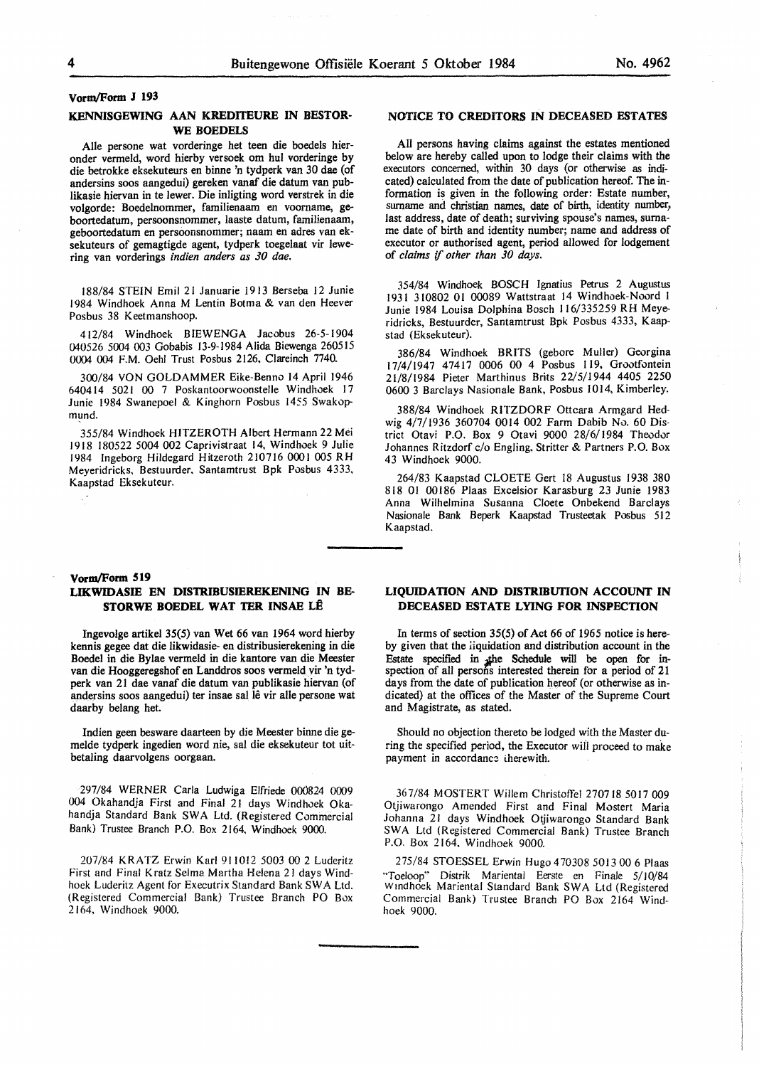Vorm/Form J 193

## KENNISGEWING AAN KREDITEURE IN BESTORWE BOEDELS

Alle persone wat vorderinge het teen die boedels hieronder vermeld, word hierby versoek om hul vorderinge by die betrokke eksekuteurs en binne 'n tydperk van 30 dae (of andersins soos aangedui) gereken vanaf die datum van publikasie hiervan in te lewer. Die inligting word verstrek in die volgorde: Boedelnommer, familienaam en voorname, geboortedatum, persoonsnommer, laaste datum, familienaam, geboortedatum en persoonsnommer; naam en adres van eksekuteurs of gemagtigde agent, tydperk toegelaat vir lewering van vorderings *indien anders as 30 dae.*

188/84 STEIN Emil 21 Januarie 1913 Berseba 12 Junie 1984 Windhoek Anna M Lentin Botma & van den Heever Posbus 38 Keetmanshoop.

412/84 Windhoek BIEWENGA Jacobus 26-5-1904 040526 5004 003 Gobabis 13-9-1984 Alida Biewenga 260515 0004 004 F.M. Oehl Trust Posbus 2126, Clareinch 7740.

300/84 VON GOLDAMMER Eike-Benno 14 April 1946 640414 5021 00 7 Poskantoorwoonstelle Windhoek 17 Junie 1984 Swanepoel & Kinghorn Posbus 1455 Swakopmund.

355/84 Windhoek HITZEROTH Albert Hermann 22 Mei 1918 180522 5004 002 Caprivistraat 14, Windhoek 9 Julie 1984 Ingeborg Hildegard Hitzeroth 210716 0001 005 RH Meyeridricks, Bestuurder, Santamtrust Bpk Posbus 4333, Kaapstad Eksekuteur.

## NOTICE TO CREDITORS IN DECEASED ESTATES

All persons having claims against the estates mentioned below are hereby called upon to lodge their claims with the executors concerned, within 30 days (or otherwise as indicated) calculated from the date of publication hereof. The information is given in the following order: Estate number, surname and christian names, date of birth, identity number, last address, date of death; surviving spouse's names, surname date of birth and identity number; name and address of executor or authorised agent, period allowed for lodgement of *claims if other than 30 days.*

354/84 Windhoek BOSCH Ignatius Petrus 2 Augustus 1931 310802 01 00089 Wattstraat 14 Windhoek-Noord 1 Junie 1984 Louisa Dolphina Bosch 116/335259 RH Meyeridricks, Bestuurder, Santamtrust Bpk Posbus 4333, Kaapstad (Eksekuteur).

386/84 Windhoek BRITS (gebore Muller) Georgina 17/4/1947 47417 0006 00 4 Posbus 119, Grootfontein 21/8/1984 Pieter Marthinus Brits 22/5/1944 4405 2250 0600 3 Barclays Nasionale Bank, Posbus 1014, Kimberley.

388/84 Windhoek RITZDORF Ottcara Armgard Hedwig 4/7/1936 360704 0014 002 Farm Dabib No. 60 District Otavi P.O. Box 9 Otavi 9000 28/6/1984 Theodor Johannes Ritzdorf c/o Engling, Stritter & Partners P.O. Box 43 Windhoek 9000.

264/83 Kaapstad CLOETE Gert 18 Augustus 1938 380 818 01 00186 Plaas Excelsior Karasburg 23 Junie 1983 Anna Wilhelmina Susanna Cloete Onbekend Barclays Nasionale Bank Beperk Kaapstad Trusteetak Posbus 512 Kaapstad.

Vorm/Form 519

## LIKWIDASIE EN DISTRIBUSIEREKENING IN BESTORWE BOEDEL WAT TER INSAE LÊ

Ingevolge artikel 35(5) van Wet 66 van 1964 word hierby kennis gegee dat die likwidasie- en distribusierekening in die Boedel in die Bylae vermeld in die kantore van die Meester van die Hooggeregshof en Landdros soos vermeld vir 'n tydperk van 21 dae vanaf die datum van publikasie hiervan (of andersins soos aangedui) ter insae sal lê vir alle persone wat daarby belang het.

Indien geen besware daarteen by die Meester binne die gemelde tydperk ingedien word nie, sal die eksekuteur tot uitbetaling daarvolgens oorgaan.

297/84 WERNER Carla Ludwiga Elfriede 000824 0009 004 Okahandja First and Final 21 days Windhoek Okahandja Standard Bank SWA Ltd. (Registered Commercial Bank) Trustee Branch P.O. Box 2164, Windhoek 9000.

207/84 KRATZ Erwin Karl 911012 5003 00 2 Luderitz First and Final Kratz Selma Martha Helena 21 days Windhoek Luderitz Agent for Executrix Standard Bank SWA Ltd. (Registered Commercial Bank) Trustee Branch PO Box 2164, Windhoek 9000.

## LIQUIDATION AND DISTRIBUTION ACCOUNT IN DECEASED ESTATE LYING FOR INSPECTION

In terms of section 35(5) of Act 66 of 1965 notice is hereby given that the liquidation and distribution account in the Estate specified in the Schedule will be open for inspection of all persons interested therein for a period of 21 days from the date of publication hereof (or otherwise as indicated) at the offices of the Master of the Supreme Court and Magistrate, as stated.

Should no objection thereto be lodged with the Master during the specified period, the Executor will proceed to make payment in accordance therewith.

367/84 MOSTERT Willem Christoffel 270718 5017 009 Otjiwarongo Amended First and Final Mostert Maria Johanna 21 days Windhoek Otjiwarongo Standard Bank SWA Ltd (Registered Commercial Bank) Trustee Branch P.O. Box 2164, Windhoek 9000.

275/84 STOESSEL Erwin Hugo 470308 5013 00 6 Plaas "Toeloop" Distrik Mariental Eerste en Finale 5/10/84 Windhoek Mariental Standard Bank SWA Ltd (Registered Commercial Bank) Trustee Branch PO Box 2164 Windhoek 9000.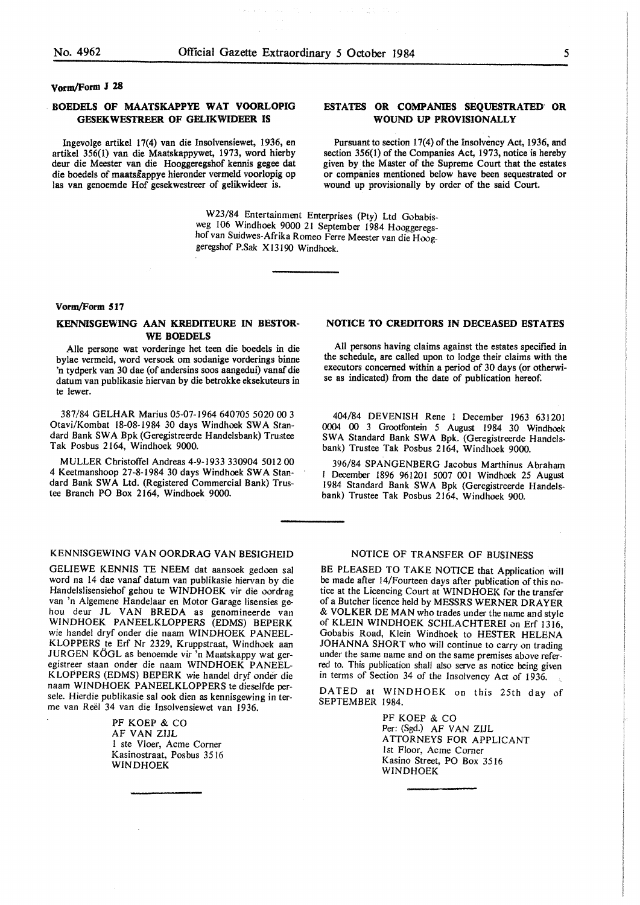Vorm/Form J 28

## BOEDELS OF MAATSKAPPYE WAT VOORLOPIG GESEKWESTREER OF GELIKWIDEER IS

Ingevolge artikel 17(4) van die Insolvensiewet, 1936, en artikel 356(1) van die Maatskappywet, 1973, word hierby deur die Meester van die Hooggeregshof kennis gegee dat die boedels of maatskappye hieronder vermeld voorlopig op las van genoemde Hof gesekwestreer of gelikwideer is.

## ESTATES OR COMPANIES SEQUESTRATED OR WOUND UP PROVISIONALLY

Pursuant to section 17(4) of the Insolvency Act, 1936, and section 356(1) of the Companies Act, 1973, notice is hereby given by the Master of the Supreme Court that the estates or companies mentioned below have been sequestrated or wound up provisionally by order of the said Court.

W23/84 Entertainment Enterprises (Pty) Ltd Gobabisweg 106 Windhoek 9000 21 September 1984 Hooggeregshof van Suidwes-Afrika Romeo Ferre Meester van die Hooggeregshof P.Sak X13190 Windhoek.

---

Vorm/Form 517

## KENNISGEWING AAN KREDITEURE IN BESTORWE BOEDELS

Alle persone wat vorderinge het teen die boedels in die bylae vermeld, word versoek om sodanige vorderings binne 'n tydperk van 30 dae (of andersins soos aangedui) vanaf die datum van publikasie hiervan by die betrokke eksekuteurs in te lewer.

## NOTICE TO CREDITORS IN DECEASED ESTATES

All persons having claims against the estates specified in the schedule, are called upon to lodge their claims with the executors concerned within a period of 30 days (or otherwise as indicated) from the date of publication hereof.

387/84 GELHAR Marius 05-07-1964 640705 5020 00 3 Otavi/Kombat 18-08-1984 30 days Windhoek SWA Standard Bank SWA Bpk (Geregistreerde Handelsbank) Trustee Tak Posbus 2164, Windhoek 9000.

MULLER Christoffel Andreas 4-9-1933 330904 5012 00 4 Keetmanshoop 27-8-1984 30 days Windhoek SWA Standard Bank SWA Ltd. (Registered Commercial Bank) Trustee Branch PO Box 2164, Windhoek 9000.

404/84 DEVENISH Rene 1 December 1963 631201 0004 00 3 Grootfontein 5 August 1984 30 Windhoek SWA Standard Bank SWA Bpk. (Geregistreerde Handelsbank) Trustee Tak Posbus 2164, Windhoek 9000.

396/84 SPANGENBERG Jacobus Marthinus Abraham 1 December 1896 961201 5007 001 Windhoek 25 August 1984 Standard Bank SWA Bpk (Geregistreerde Handelsbank) Trustee Tak Posbus 2164, Windhoek 900.

---

## KENNISGEWING VAN OORDRAG VAN BESIGHEID

GELIEWE KENNIS TE NEEM dat aansoek gedoen sal word na 14 dae vanaf datum van publikasie hiervan by die Handelslisensiehof gehou te WINDHOEK vir die oordrag van 'n Algemene Handelaar en Motor Garage lisensies gehou deur JL VAN BREDA as genomineerde van WINDHOEK PANEELKLOPPERS (EDMS) BEPERK wie handel dryf onder die naam WINDHOEK PANEELKLOPPERS te Erf Nr 2329, Kruppstraat, Windhoek aan JURGEN KÖGL as benoemde vir 'n Maatskappy wat geregistreer staan onder die naam WINDHOEK PANEELKLOPPERS (EDMS) BEPERK wie handel dryf onder die naam WINDHOEK PANEELKLOPPERS te dieselfde persele. Hierdie publikasie sal ook dien as kennisgewing in terme van Reël 34 van die Insolvensiewet van 1936.

PF KOEP & CO
AF VAN ZIJL
1 ste Vloer, Acme Corner
Kasinostraat, Posbus 3516
WINDHOEK

---

## NOTICE OF TRANSFER OF BUSINESS

BE PLEASED TO TAKE NOTICE that Application will be made after 14/Fourteen days after publication of this notice at the Licencing Court at WINDHOEK for the transfer of a Butcher licence held by MESSRS WERNER DRAYER & VOLKER DE MAN who trades under the name and style of KLEIN WINDHOEK SCHLACHTEREI on Erf 1316, Gobabis Road, Klein Windhoek to HESTER HELENA JOHANNA SHORT who will continue to carry on trading under the same name and on the same premises above referred to. This publication shall also serve as notice being given in terms of Section 34 of the Insolvency Act of 1936.

DATED at WINDHOEK on this 25th day of SEPTEMBER 1984.

PF KOEP & CO
Per: (Sgd.) AF VAN ZIJL
ATTORNEYS FOR APPLICANT
1st Floor, Acme Corner
Kasino Street, PO Box 3516
WINDHOEK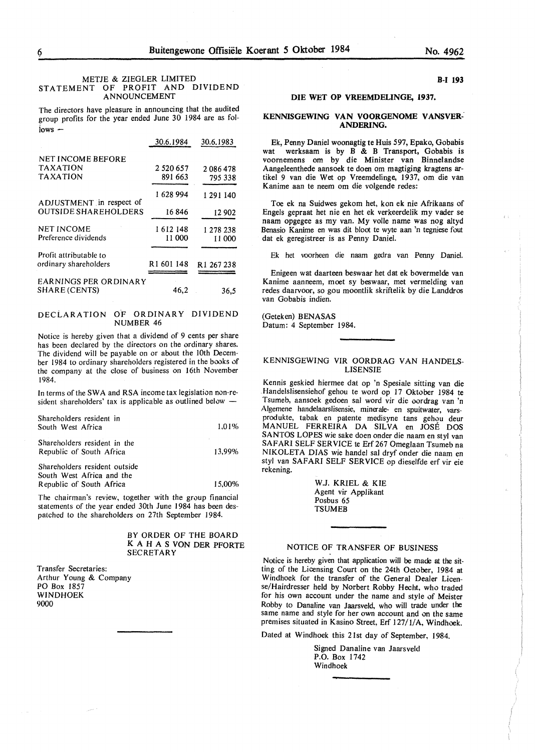## METJE & ZIEGLER LIMITED
## STATEMENT OF PROFIT AND DIVIDEND ANNOUNCEMENT

The directors have pleasure in announcing that the audited group profits for the year ended June 30 1984 are as follows —

| | 30.6.1984 | 30.6.1983 |
|---|---|---|
| NET INCOME BEFORE TAXATION | 2 520 657 | 2 086 478 |
| TAXATION | 891 663 | 795 338 |
| | 1 628 994 | 1 291 140 |
| ADJUSTMENT in respect of OUTSIDE SHAREHOLDERS | 16 846 | 12 902 |
| NET INCOME | 1 612 148 | 1 278 238 |
| Preference dividends | 11 000 | 11 000 |
| Profit attributable to ordinary shareholders | R1 601 148 | R1 267 238 |
| EARNINGS PER ORDINARY SHARE (CENTS) | 46,2 | 36,5 |

### DECLARATION OF ORDINARY DIVIDEND NUMBER 46

Notice is hereby given that a dividend of 9 cents per share has been declared by the directors on the ordinary shares. The dividend will be payable on or about the 10th December 1984 to ordinary shareholders registered in the books of the company at the close of business on 16th November 1984.

In terms of the SWA and RSA income tax legislation non-resident shareholders' tax is applicable as outlined below —

| | |
|---|---|
| Shareholders resident in South West Africa | 1,01% |
| Shareholders resident in the Republic of South Africa | 13,99% |
| Shareholders resident outside South West Africa and the Republic of South Africa | 15,00% |

The chairman's review, together with the group financial statements of the year ended 30th June 1984 has been despatched to the shareholders on 27th September 1984.

BY ORDER OF THE BOARD
K A H A S VON DER PFORTE
SECRETARY

Transfer Secretaries:
Arthur Young & Company
PO Box 1857
WINDHOEK
9000

---

**B-I 193**

### DIE WET OP VREEMDELINGE, 1937.

### KENNISGEWING VAN VOORGENOME VANSVERANDERING.

Ek, Penny Daniel woonagtig te Huis 597, Epako, Gobabis wat werksaam is by B & B Transport, Gobabis is voornemens om by die Minister van Binnelandse Aangeleenthede aansoek te doen om magtiging kragtens artikel 9 van die Wet op Vreemdelinge, 1937, om die van Kanime aan te neem om die volgende redes:

Toe ek na Suidwes gekom het, kon ek nie Afrikaans of Engels gepraat het nie en het ek verkeerdelik my vader se naam opgegee as my van. My volle name was nog altyd Benasio Kanime en was dit bloot te wyte aan 'n tegniese fout dat ek geregistreer is as Penny Daniel.

Ek het voorheen die naam gedra van Penny Daniel.

Enigeen wat daarteen beswaar het dat ek bovermelde van Kanime aanneem, moet sy beswaar, met vermelding van redes daarvoor, so gou moontlik skriftelik by die Landdros van Gobabis indien.

(Geteken) BENASAS
Datum: 4 September 1984.

---

### KENNISGEWING VIR OORDRAG VAN HANDELSLISENSIE

Kennis geskied hiermee dat op 'n Spesiale sitting van die Handelslisensiehof gehou te word op 17 Oktober 1984 te Tsumeb, aansoek gedoen sal word vir die oordrag van 'n Algemene handelaarslisensie, minerale- en spuitwater, varsprodukte, tabak en patente medisyne tans gehou deur MANUEL FERREIRA DA SILVA en JOSÉ DOS SANTOS LOPES wie sake doen onder die naam en styl van SAFARI SELF SERVICE te Erf 267 Omeglaan Tsumeb na NIKOLETA DIAS wie handel sal dryf onder die naam en styl van SAFARI SELF SERVICE op dieselfde erf vir eie rekening.

W.J. KRIEL & KIE
Agent vir Applikant
Posbus 65
TSUMEB

---

### NOTICE OF TRANSFER OF BUSINESS

Notice is hereby given that application will be made at the sitting of the Licensing Court on the 24th October, 1984 at Windhoek for the transfer of the General Dealer Licence/Hairdresser held by Norbert Robby Hecht, who traded for his own account under the name and style of Meister Robby to Danaline van Jaarsveld, who will trade under the same name and style for her own account and on the same premises situated in Kasino Street, Erf 127/1/A, Windhoek.

Dated at Windhoek this 21st day of September, 1984.

Signed Danaline van Jaarsveld
P.O. Box 1742
Windhoek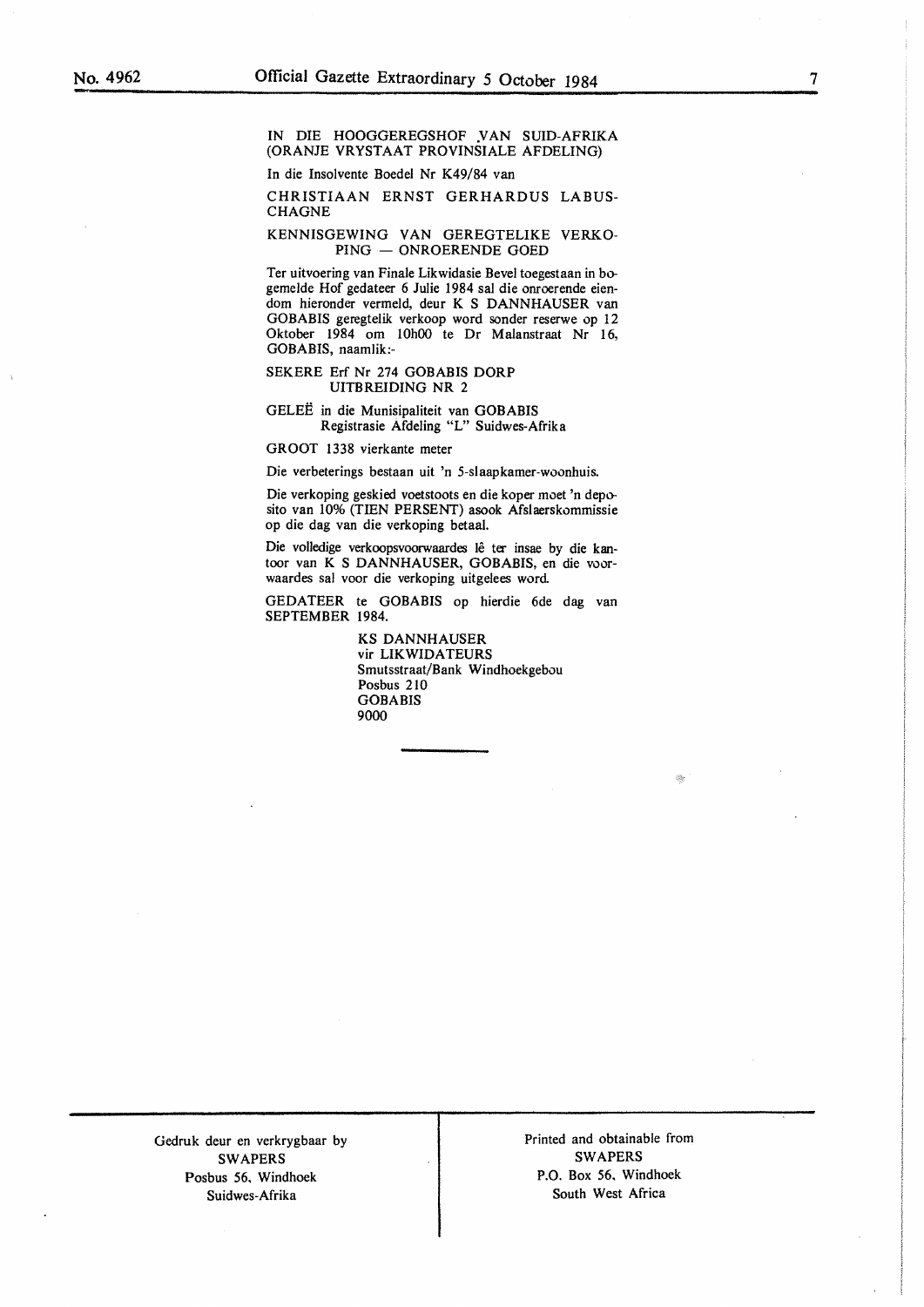IN DIE HOOGGEREGSHOF VAN SUID-AFRIKA (ORANJE VRYSTAAT PROVINSIALE AFDELING)

In die Insolvente Boedel Nr K49/84 van

CHRISTIAAN ERNST GERHARDUS LABUSCHAGNE

KENNISGEWING VAN GEREGTELIKE VERKOPING — ONROERENDE GOED

Ter uitvoering van Finale Likwidasie Bevel toegestaan in bogemelde Hof gedateer 6 Julie 1984 sal die onroerende eiendom hieronder vermeld, deur K S DANNHAUSER van GOBABIS geregtelik verkoop word sonder reserwe op 12 Oktober 1984 om 10h00 te Dr Malanstraat Nr 16, GOBABIS, naamlik:-

SEKERE Erf Nr 274 GOBABIS DORP UITBREIDING NR 2

GELEË in die Munisipaliteit van GOBABIS Registrasie Afdeling "L" Suidwes-Afrika

GROOT 1338 vierkante meter

Die verbeterings bestaan uit 'n 5-slaapkamer-woonhuis.

Die verkoping geskied voetstoots en die koper moet 'n deposito van 10% (TIEN PERSENT) asook Afslaerskommissie op die dag van die verkoping betaal.

Die volledige verkoopsvoorwaardes lê ter insae by die kantoor van K S DANNHAUSER, GOBABIS, en die voorwaardes sal voor die verkoping uitgelees word.

GEDATEER te GOBABIS op hierdie 6de dag van SEPTEMBER 1984.

KS DANNHAUSER
vir LIKWIDATEURS
Smutsstraat/Bank Windhoekgebou
Posbus 210
GOBABIS
9000

---

Gedruk deur en verkrygbaar by
SWAPERS
Posbus 56, Windhoek
Suidwes-Afrika

Printed and obtainable from
SWAPERS
P.O. Box 56, Windhoek
South West Africa